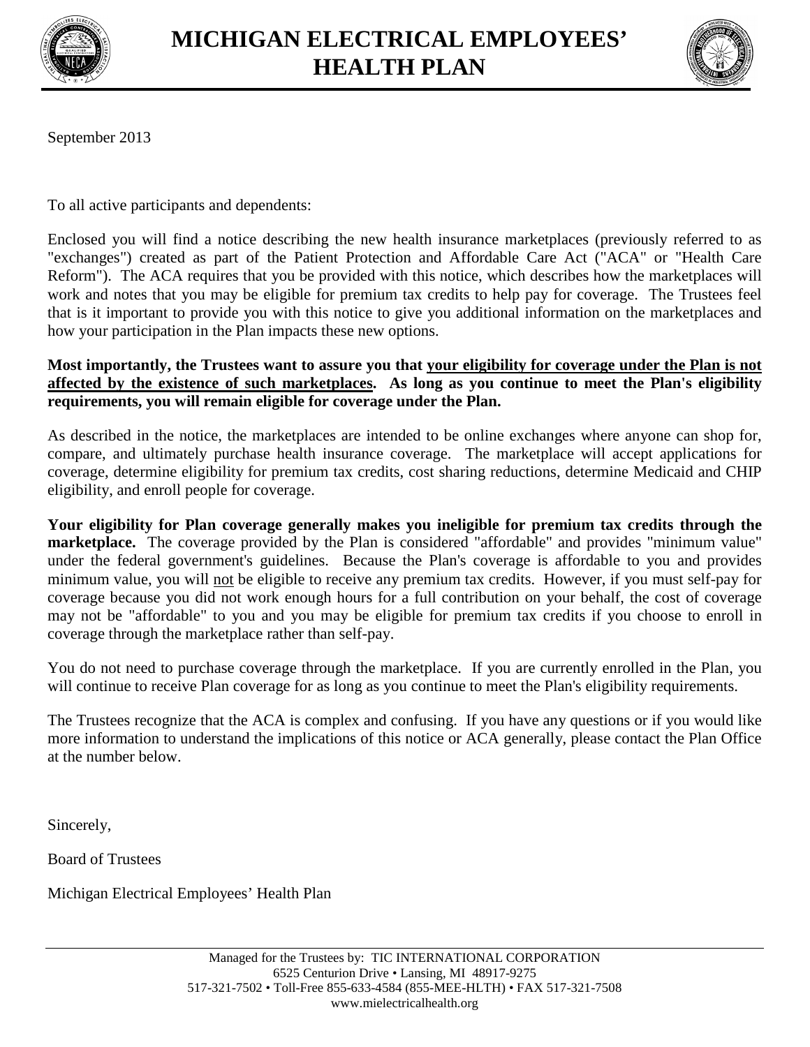# MICHIGAN ELECTRICAL EMPLOYEES' HEALTH PLAN

September 2013

To all active participants and dependents:

Enclosed you will find a notice describing the new health insurance marketplaces (previously referred to as "exchanges") created as part of the Patient Protection and Affordable Care Act ("ACA" or "Health Care Reform"). The ACA requires that you be provided with this notice, which describes how the marketplaces will work and notes that you may be eligible for premium tax credits to help pay for coverage. The Trustees feel that is it important to provide you with this notice to give you additional information on the marketplaces and how your participation in the Plan impacts these new options.

**Most importantly, the Trustees want to assure you that <u>your eligibility for coverage under the Plan is not affected by the existence of such marketplaces</u>. As long as you continue to meet the Plan's eligibility requirements, you will remain eligible for coverage under the Plan.**

As described in the notice, the marketplaces are intended to be online exchanges where anyone can shop for, compare, and ultimately purchase health insurance coverage. The marketplace will accept applications for coverage, determine eligibility for premium tax credits, cost sharing reductions, determine Medicaid and CHIP eligibility, and enroll people for coverage.

**Your eligibility for Plan coverage generally makes you ineligible for premium tax credits through the marketplace.** The coverage provided by the Plan is considered "affordable" and provides "minimum value" under the federal government's guidelines. Because the Plan's coverage is affordable to you and provides minimum value, you will <u>not</u> be eligible to receive any premium tax credits. However, if you must self-pay for coverage because you did not work enough hours for a full contribution on your behalf, the cost of coverage may not be "affordable" to you and you may be eligible for premium tax credits if you choose to enroll in coverage through the marketplace rather than self-pay.

You do not need to purchase coverage through the marketplace. If you are currently enrolled in the Plan, you will continue to receive Plan coverage for as long as you continue to meet the Plan's eligibility requirements.

The Trustees recognize that the ACA is complex and confusing. If you have any questions or if you would like more information to understand the implications of this notice or ACA generally, please contact the Plan Office at the number below.

Sincerely,

Board of Trustees

Michigan Electrical Employees' Health Plan

Managed for the Trustees by: TIC INTERNATIONAL CORPORATION
6525 Centurion Drive • Lansing, MI 48917-9275
517-321-7502 • Toll-Free 855-633-4584 (855-MEE-HLTH) • FAX 517-321-7508
www.mielectricalhealth.org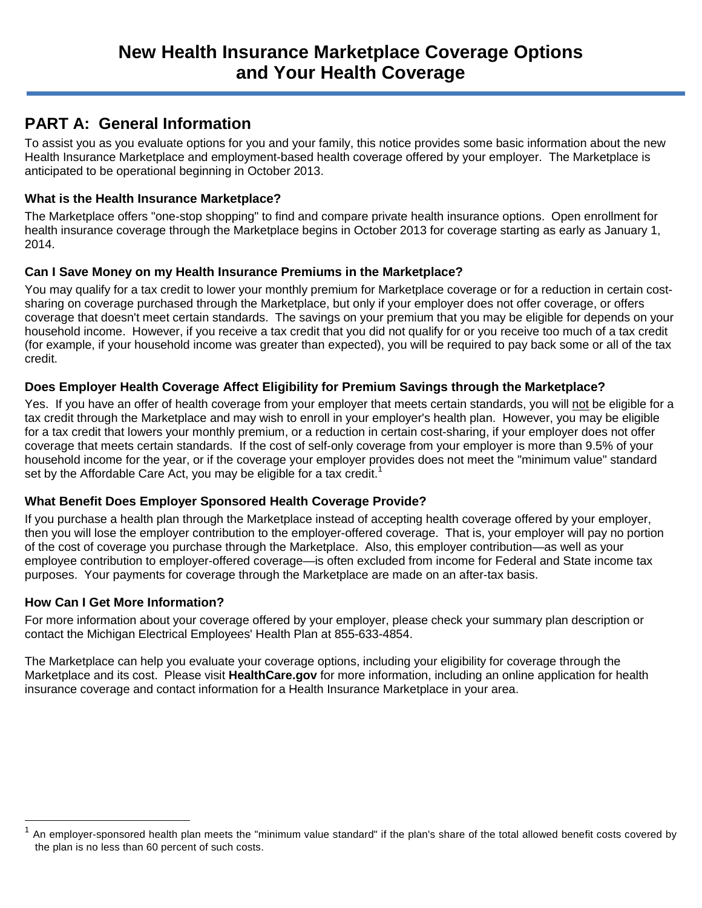# New Health Insurance Marketplace Coverage Options and Your Health Coverage

## PART A: General Information

To assist you as you evaluate options for you and your family, this notice provides some basic information about the new Health Insurance Marketplace and employment-based health coverage offered by your employer. The Marketplace is anticipated to be operational beginning in October 2013.

### What is the Health Insurance Marketplace?

The Marketplace offers "one-stop shopping" to find and compare private health insurance options. Open enrollment for health insurance coverage through the Marketplace begins in October 2013 for coverage starting as early as January 1, 2014.

### Can I Save Money on my Health Insurance Premiums in the Marketplace?

You may qualify for a tax credit to lower your monthly premium for Marketplace coverage or for a reduction in certain cost-sharing on coverage purchased through the Marketplace, but only if your employer does not offer coverage, or offers coverage that doesn't meet certain standards. The savings on your premium that you may be eligible for depends on your household income. However, if you receive a tax credit that you did not qualify for or you receive too much of a tax credit (for example, if your household income was greater than expected), you will be required to pay back some or all of the tax credit.

### Does Employer Health Coverage Affect Eligibility for Premium Savings through the Marketplace?

Yes. If you have an offer of health coverage from your employer that meets certain standards, you will not be eligible for a tax credit through the Marketplace and may wish to enroll in your employer's health plan. However, you may be eligible for a tax credit that lowers your monthly premium, or a reduction in certain cost-sharing, if your employer does not offer coverage that meets certain standards. If the cost of self-only coverage from your employer is more than 9.5% of your household income for the year, or if the coverage your employer provides does not meet the "minimum value" standard set by the Affordable Care Act, you may be eligible for a tax credit.[1]

### What Benefit Does Employer Sponsored Health Coverage Provide?

If you purchase a health plan through the Marketplace instead of accepting health coverage offered by your employer, then you will lose the employer contribution to the employer-offered coverage. That is, your employer will pay no portion of the cost of coverage you purchase through the Marketplace. Also, this employer contribution—as well as your employee contribution to employer-offered coverage—is often excluded from income for Federal and State income tax purposes. Your payments for coverage through the Marketplace are made on an after-tax basis.

### How Can I Get More Information?

For more information about your coverage offered by your employer, please check your summary plan description or contact the Michigan Electrical Employees' Health Plan at 855-633-4854.

The Marketplace can help you evaluate your coverage options, including your eligibility for coverage through the Marketplace and its cost. Please visit **HealthCare.gov** for more information, including an online application for health insurance coverage and contact information for a Health Insurance Marketplace in your area.

[1] An employer-sponsored health plan meets the "minimum value standard" if the plan's share of the total allowed benefit costs covered by the plan is no less than 60 percent of such costs.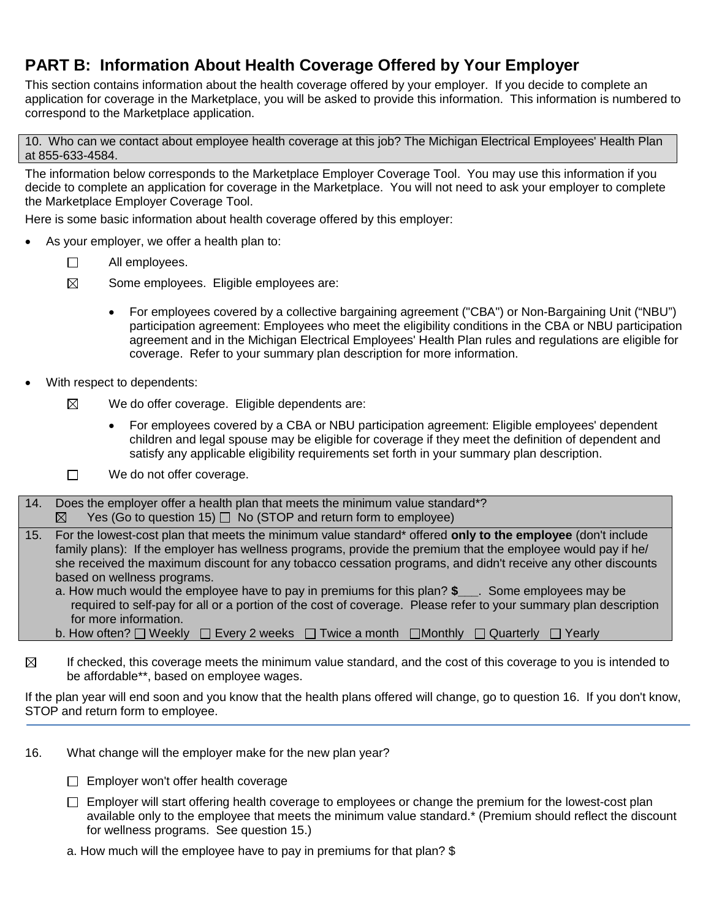## PART B: Information About Health Coverage Offered by Your Employer

This section contains information about the health coverage offered by your employer. If you decide to complete an application for coverage in the Marketplace, you will be asked to provide this information. This information is numbered to correspond to the Marketplace application.

| 10. Who can we contact about employee health coverage at this job? The Michigan Electrical Employees' Health Plan at 855-633-4584. |
|---|

The information below corresponds to the Marketplace Employer Coverage Tool. You may use this information if you decide to complete an application for coverage in the Marketplace. You will not need to ask your employer to complete the Marketplace Employer Coverage Tool.

Here is some basic information about health coverage offered by this employer:

- As your employer, we offer a health plan to:
  - ☐ All employees.
  - ☒ Some employees. Eligible employees are:
    - For employees covered by a collective bargaining agreement ("CBA") or Non-Bargaining Unit ("NBU") participation agreement: Employees who meet the eligibility conditions in the CBA or NBU participation agreement and in the Michigan Electrical Employees' Health Plan rules and regulations are eligible for coverage. Refer to your summary plan description for more information.
- With respect to dependents:
  - ☒ We do offer coverage. Eligible dependents are:
    - For employees covered by a CBA or NBU participation agreement: Eligible employees' dependent children and legal spouse may be eligible for coverage if they meet the definition of dependent and satisfy any applicable eligibility requirements set forth in your summary plan description.
  - ☐ We do not offer coverage.

| | |
|---|---|
| 14. | Does the employer offer a health plan that meets the minimum value standard*?<br>☒ Yes (Go to question 15) ☐ No (STOP and return form to employee) |
| 15. | For the lowest-cost plan that meets the minimum value standard* offered **only to the employee** (don't include family plans): If the employer has wellness programs, provide the premium that the employee would pay if he/ she received the maximum discount for any tobacco cessation programs, and didn't receive any other discounts based on wellness programs.<br>a. How much would the employee have to pay in premiums for this plan? **$\_\_\_**. Some employees may be required to self-pay for all or a portion of the cost of coverage. Please refer to your summary plan description for more information.<br>b. How often? ☐ Weekly ☐ Every 2 weeks ☐ Twice a month ☐ Monthly ☐ Quarterly ☐ Yearly |

☒ If checked, this coverage meets the minimum value standard, and the cost of this coverage to you is intended to be affordable**, based on employee wages.

If the plan year will end soon and you know that the health plans offered will change, go to question 16. If you don't know, STOP and return form to employee.

---

16. What change will the employer make for the new plan year?

☐ Employer won't offer health coverage

☐ Employer will start offering health coverage to employees or change the premium for the lowest-cost plan available only to the employee that meets the minimum value standard.* (Premium should reflect the discount for wellness programs. See question 15.)

a. How much will the employee have to pay in premiums for that plan? $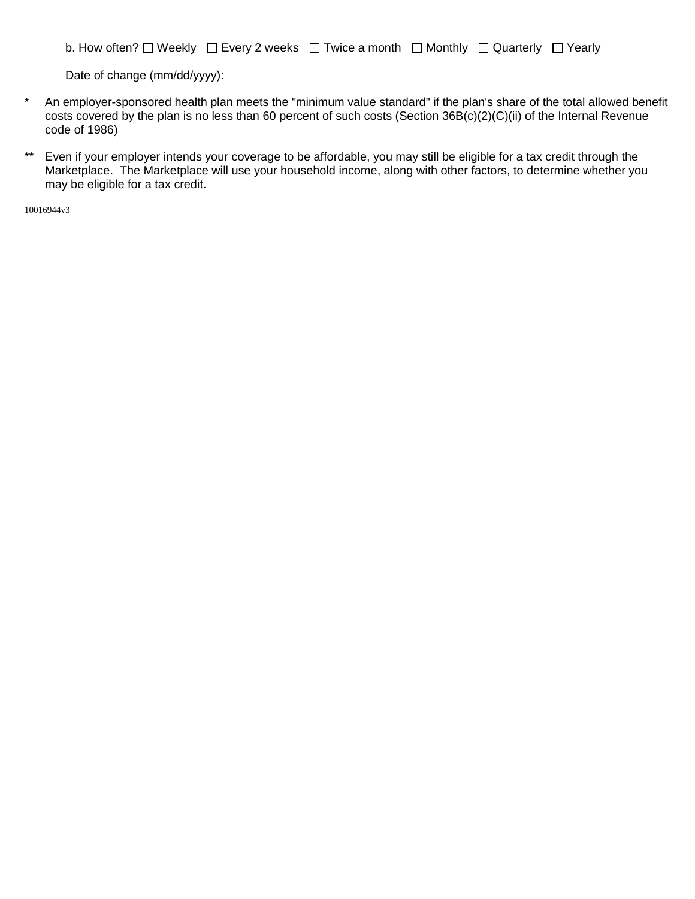b. How often? ☐ Weekly ☐ Every 2 weeks ☐ Twice a month ☐ Monthly ☐ Quarterly ☐ Yearly

Date of change (mm/dd/yyyy):

\* An employer-sponsored health plan meets the "minimum value standard" if the plan's share of the total allowed benefit costs covered by the plan is no less than 60 percent of such costs (Section 36B(c)(2)(C)(ii) of the Internal Revenue code of 1986)

\*\* Even if your employer intends your coverage to be affordable, you may still be eligible for a tax credit through the Marketplace. The Marketplace will use your household income, along with other factors, to determine whether you may be eligible for a tax credit.

10016944v3